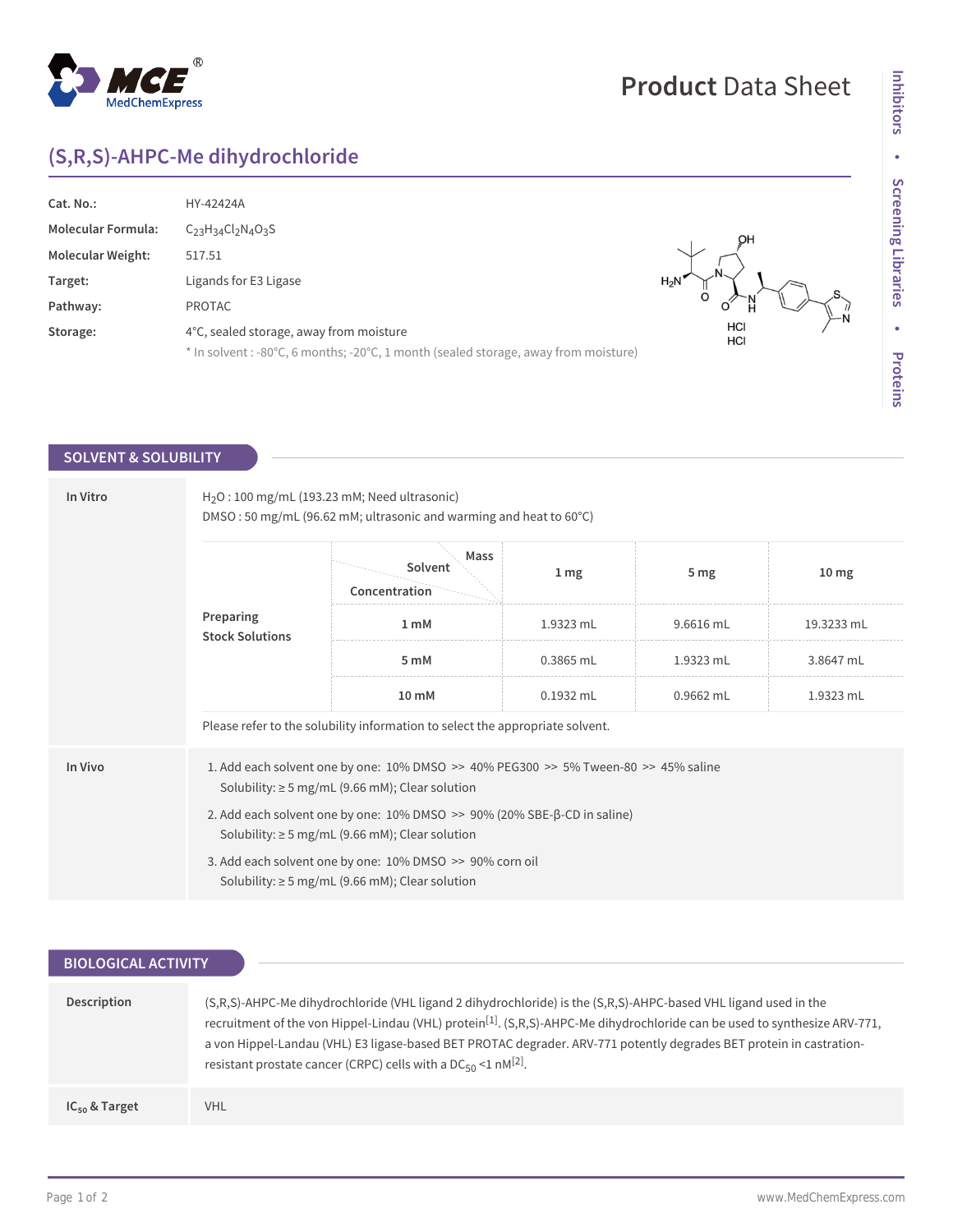# (S,R,S)-AHPC-Me dihydrochloride

| | |
|---|---|
| **Cat. No.:** | HY-42424A |
| **Molecular Formula:** | $C_{23}H_{34}Cl_2N_4O_3S$ |
| **Molecular Weight:** | 517.51 |
| **Target:** | Ligands for E3 Ligase |
| **Pathway:** | PROTAC |
| **Storage:** | 4°C, sealed storage, away from moisture |
| | * In solvent : -80°C, 6 months; -20°C, 1 month (sealed storage, away from moisture) |

## SOLVENT & SOLUBILITY

**In Vitro**

$H_2O$ : 100 mg/mL (193.23 mM; Need ultrasonic)
DMSO : 50 mg/mL (96.62 mM; ultrasonic and warming and heat to 60°C)

| Preparing Stock Solutions | Concentration / Solvent / Mass | 1 mg | 5 mg | 10 mg |
|---|---|---|---|---|
| | 1 mM | 1.9323 mL | 9.6616 mL | 19.3233 mL |
| | 5 mM | 0.3865 mL | 1.9323 mL | 3.8647 mL |
| | 10 mM | 0.1932 mL | 0.9662 mL | 1.9323 mL |

Please refer to the solubility information to select the appropriate solvent.

**In Vivo**

1. Add each solvent one by one: 10% DMSO >> 40% PEG300 >> 5% Tween-80 >> 45% saline
   Solubility: ≥ 5 mg/mL (9.66 mM); Clear solution
2. Add each solvent one by one: 10% DMSO >> 90% (20% SBE-β-CD in saline)
   Solubility: ≥ 5 mg/mL (9.66 mM); Clear solution
3. Add each solvent one by one: 10% DMSO >> 90% corn oil
   Solubility: ≥ 5 mg/mL (9.66 mM); Clear solution

## BIOLOGICAL ACTIVITY

**Description**

(S,R,S)-AHPC-Me dihydrochloride (VHL ligand 2 dihydrochloride) is the (S,R,S)-AHPC-based VHL ligand used in the recruitment of the von Hippel-Lindau (VHL) protein[1]. (S,R,S)-AHPC-Me dihydrochloride can be used to synthesize ARV-771, a von Hippel-Landau (VHL) E3 ligase-based BET PROTAC degrader. ARV-771 potently degrades BET protein in castration-resistant prostate cancer (CRPC) cells with a $DC_{50}$ <1 nM[2].

**$IC_{50}$ & Target**

VHL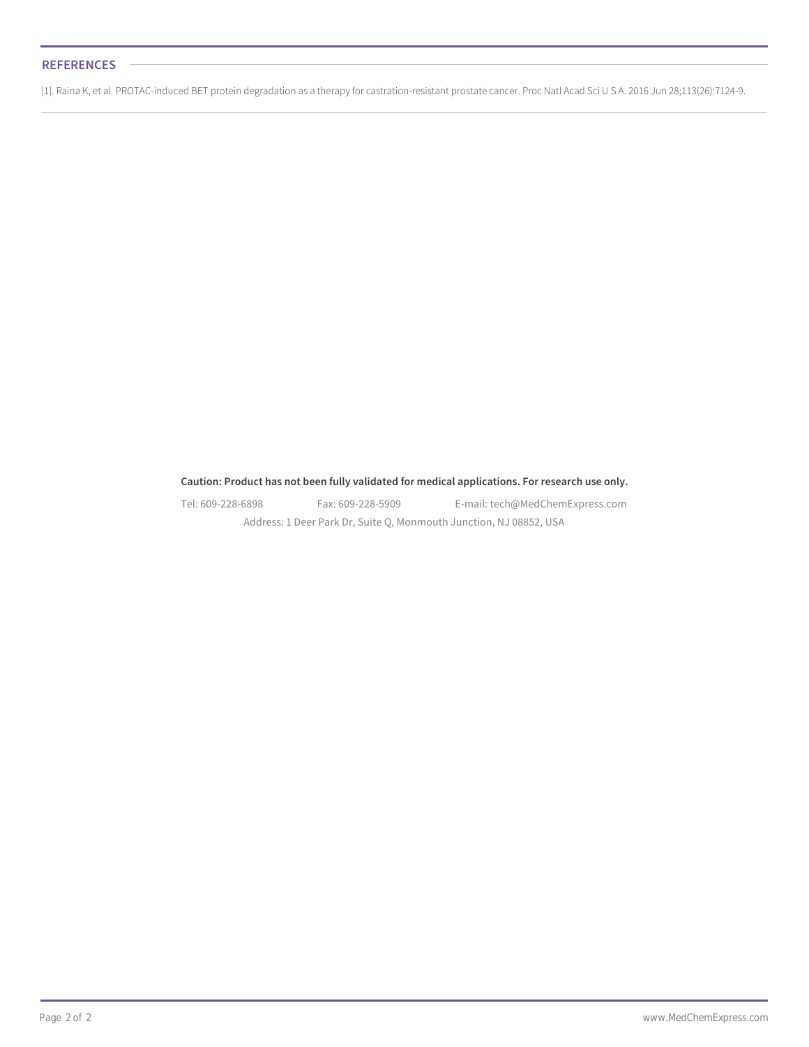## REFERENCES

[1]. Raina K, et al. PROTAC-induced BET protein degradation as a therapy for castration-resistant prostate cancer. Proc Natl Acad Sci U S A. 2016 Jun 28;113(26):7124-9.

**Caution: Product has not been fully validated for medical applications. For research use only.**

Tel: 609-228-6898 Fax: 609-228-5909 E-mail: tech@MedChemExpress.com

Address: 1 Deer Park Dr, Suite Q, Monmouth Junction, NJ 08852, USA